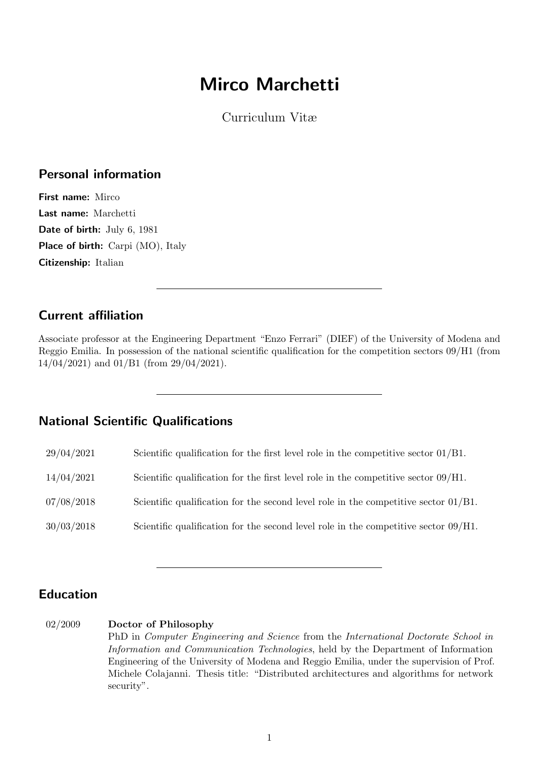# Mirco Marchetti

Curriculum Vitæ

## Personal information

**First name:** Mirco
**Last name:** Marchetti
**Date of birth:** July 6, 1981
**Place of birth:** Carpi (MO), Italy
**Citizenship:** Italian

---

## Current affiliation

Associate professor at the Engineering Department "Enzo Ferrari" (DIEF) of the University of Modena and Reggio Emilia. In possession of the national scientific qualification for the competition sectors 09/H1 (from 14/04/2021) and 01/B1 (from 29/04/2021).

---

## National Scientific Qualifications

| | |
|---|---|
| 29/04/2021 | Scientific qualification for the first level role in the competitive sector 01/B1. |
| 14/04/2021 | Scientific qualification for the first level role in the competitive sector 09/H1. |
| 07/08/2018 | Scientific qualification for the second level role in the competitive sector 01/B1. |
| 30/03/2018 | Scientific qualification for the second level role in the competitive sector 09/H1. |

---

## Education

02/2009 **Doctor of Philosophy**
PhD in *Computer Engineering and Science* from the *International Doctorate School in Information and Communication Technologies*, held by the Department of Information Engineering of the University of Modena and Reggio Emilia, under the supervision of Prof. Michele Colajanni. Thesis title: "Distributed architectures and algorithms for network security".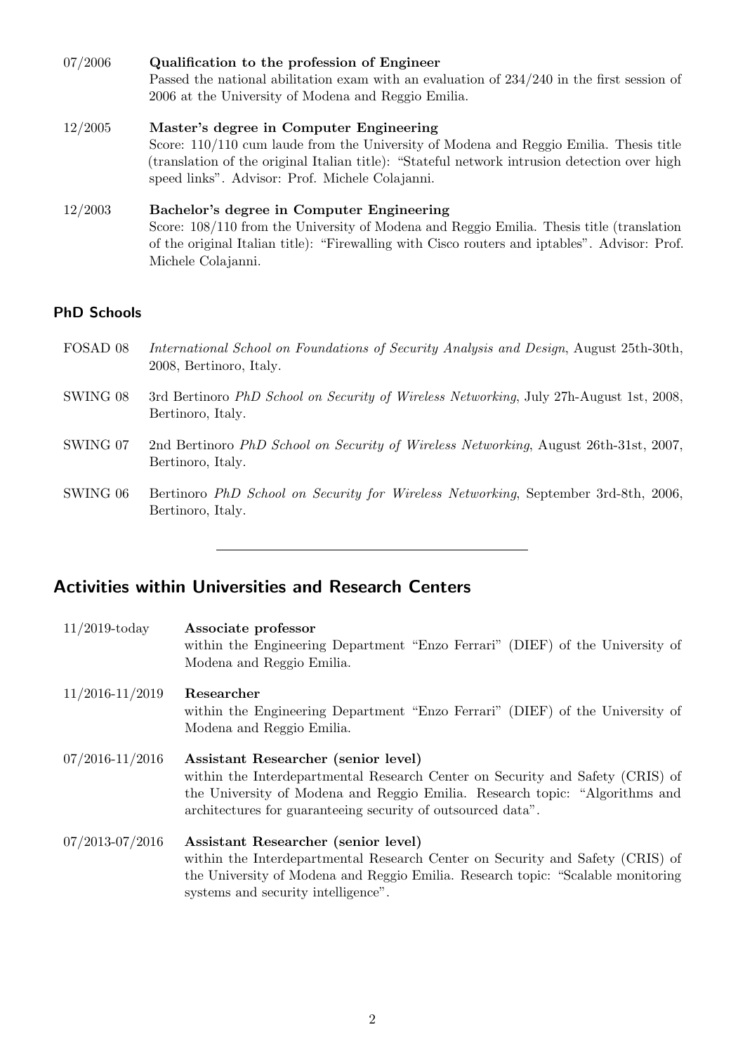07/2006 **Qualification to the profession of Engineer**
Passed the national abilitation exam with an evaluation of 234/240 in the first session of 2006 at the University of Modena and Reggio Emilia.

12/2005 **Master's degree in Computer Engineering**
Score: 110/110 cum laude from the University of Modena and Reggio Emilia. Thesis title (translation of the original Italian title): "Stateful network intrusion detection over high speed links". Advisor: Prof. Michele Colajanni.

12/2003 **Bachelor's degree in Computer Engineering**
Score: 108/110 from the University of Modena and Reggio Emilia. Thesis title (translation of the original Italian title): "Firewalling with Cisco routers and iptables". Advisor: Prof. Michele Colajanni.

### PhD Schools

FOSAD 08 *International School on Foundations of Security Analysis and Design*, August 25th-30th, 2008, Bertinoro, Italy.

SWING 08 3rd Bertinoro *PhD School on Security of Wireless Networking*, July 27h-August 1st, 2008, Bertinoro, Italy.

SWING 07 2nd Bertinoro *PhD School on Security of Wireless Networking*, August 26th-31st, 2007, Bertinoro, Italy.

SWING 06 Bertinoro *PhD School on Security for Wireless Networking*, September 3rd-8th, 2006, Bertinoro, Italy.

---

## Activities within Universities and Research Centers

11/2019-today **Associate professor**
within the Engineering Department "Enzo Ferrari" (DIEF) of the University of Modena and Reggio Emilia.

11/2016-11/2019 **Researcher**
within the Engineering Department "Enzo Ferrari" (DIEF) of the University of Modena and Reggio Emilia.

07/2016-11/2016 **Assistant Researcher (senior level)**
within the Interdepartmental Research Center on Security and Safety (CRIS) of the University of Modena and Reggio Emilia. Research topic: "Algorithms and architectures for guaranteeing security of outsourced data".

07/2013-07/2016 **Assistant Researcher (senior level)**
within the Interdepartmental Research Center on Security and Safety (CRIS) of the University of Modena and Reggio Emilia. Research topic: "Scalable monitoring systems and security intelligence".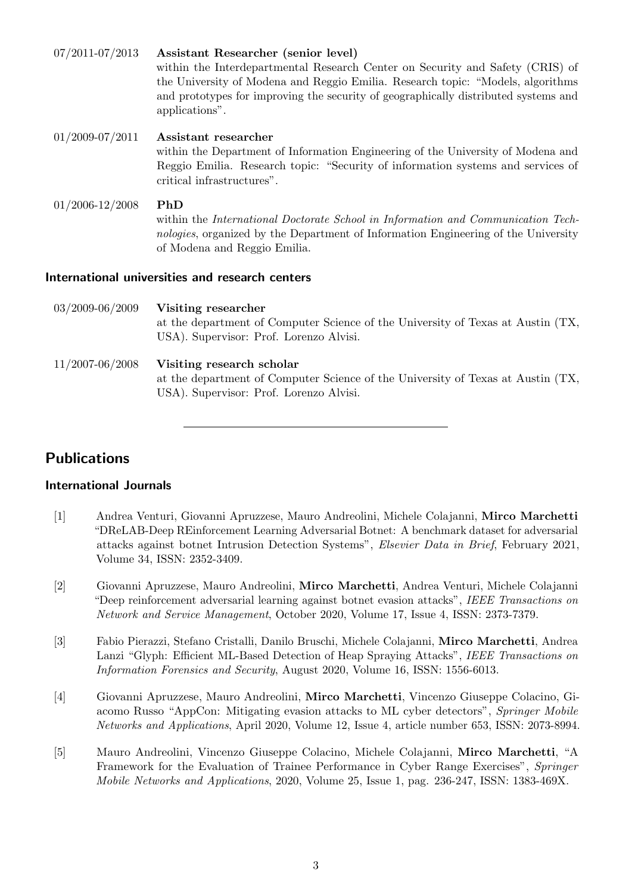07/2011-07/2013 **Assistant Researcher (senior level)**
within the Interdepartmental Research Center on Security and Safety (CRIS) of the University of Modena and Reggio Emilia. Research topic: "Models, algorithms and prototypes for improving the security of geographically distributed systems and applications".

01/2009-07/2011 **Assistant researcher**
within the Department of Information Engineering of the University of Modena and Reggio Emilia. Research topic: "Security of information systems and services of critical infrastructures".

01/2006-12/2008 **PhD**
within the *International Doctorate School in Information and Communication Technologies*, organized by the Department of Information Engineering of the University of Modena and Reggio Emilia.

### International universities and research centers

03/2009-06/2009 **Visiting researcher**
at the department of Computer Science of the University of Texas at Austin (TX, USA). Supervisor: Prof. Lorenzo Alvisi.

11/2007-06/2008 **Visiting research scholar**
at the department of Computer Science of the University of Texas at Austin (TX, USA). Supervisor: Prof. Lorenzo Alvisi.

---

## Publications

### International Journals

[1] Andrea Venturi, Giovanni Apruzzese, Mauro Andreolini, Michele Colajanni, **Mirco Marchetti** "DReLAB-Deep REinforcement Learning Adversarial Botnet: A benchmark dataset for adversarial attacks against botnet Intrusion Detection Systems", *Elsevier Data in Brief*, February 2021, Volume 34, ISSN: 2352-3409.

[2] Giovanni Apruzzese, Mauro Andreolini, **Mirco Marchetti**, Andrea Venturi, Michele Colajanni "Deep reinforcement adversarial learning against botnet evasion attacks", *IEEE Transactions on Network and Service Management*, October 2020, Volume 17, Issue 4, ISSN: 2373-7379.

[3] Fabio Pierazzi, Stefano Cristalli, Danilo Bruschi, Michele Colajanni, **Mirco Marchetti**, Andrea Lanzi "Glyph: Efficient ML-Based Detection of Heap Spraying Attacks", *IEEE Transactions on Information Forensics and Security*, August 2020, Volume 16, ISSN: 1556-6013.

[4] Giovanni Apruzzese, Mauro Andreolini, **Mirco Marchetti**, Vincenzo Giuseppe Colacino, Giacomo Russo "AppCon: Mitigating evasion attacks to ML cyber detectors", *Springer Mobile Networks and Applications*, April 2020, Volume 12, Issue 4, article number 653, ISSN: 2073-8994.

[5] Mauro Andreolini, Vincenzo Giuseppe Colacino, Michele Colajanni, **Mirco Marchetti**, "A Framework for the Evaluation of Trainee Performance in Cyber Range Exercises", *Springer Mobile Networks and Applications*, 2020, Volume 25, Issue 1, pag. 236-247, ISSN: 1383-469X.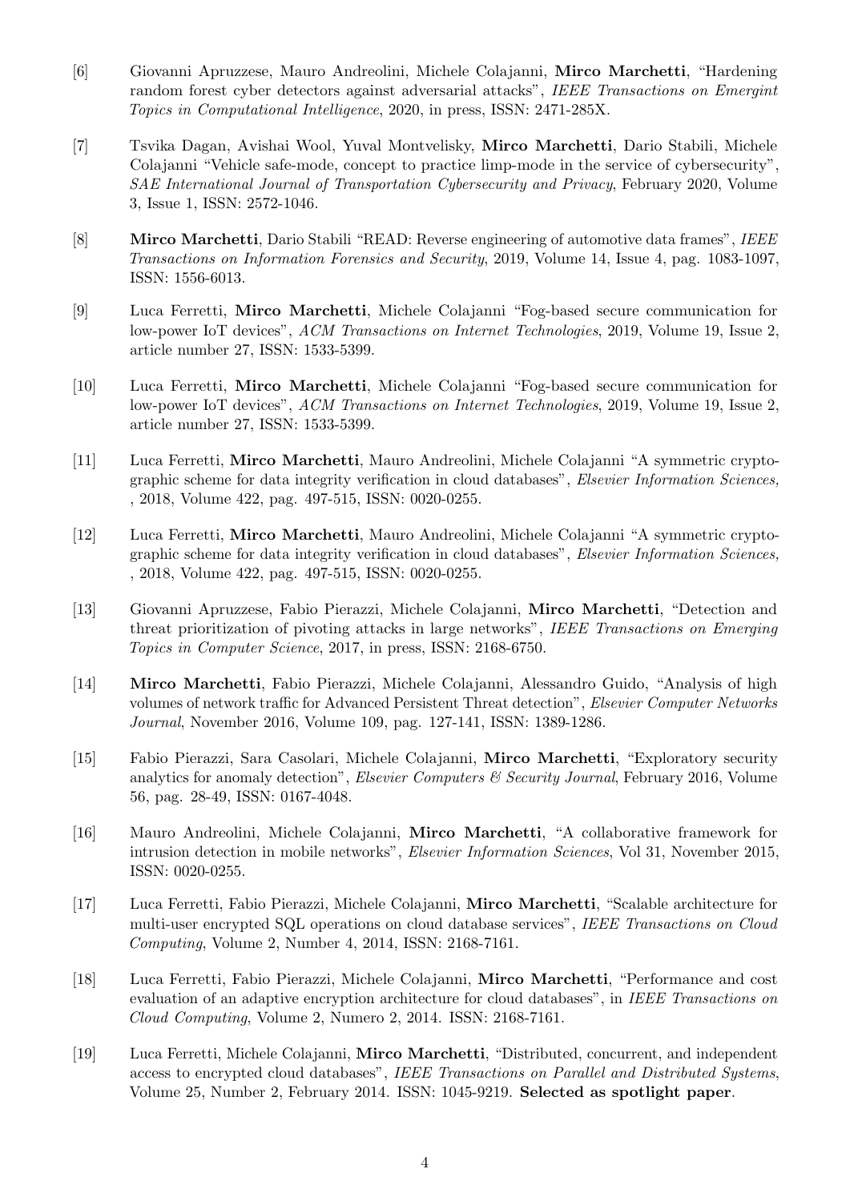[6] Giovanni Apruzzese, Mauro Andreolini, Michele Colajanni, **Mirco Marchetti**, "Hardening random forest cyber detectors against adversarial attacks", *IEEE Transactions on Emergint Topics in Computational Intelligence*, 2020, in press, ISSN: 2471-285X.

[7] Tsvika Dagan, Avishai Wool, Yuval Montvelisky, **Mirco Marchetti**, Dario Stabili, Michele Colajanni "Vehicle safe-mode, concept to practice limp-mode in the service of cybersecurity", *SAE International Journal of Transportation Cybersecurity and Privacy*, February 2020, Volume 3, Issue 1, ISSN: 2572-1046.

[8] **Mirco Marchetti**, Dario Stabili "READ: Reverse engineering of automotive data frames", *IEEE Transactions on Information Forensics and Security*, 2019, Volume 14, Issue 4, pag. 1083-1097, ISSN: 1556-6013.

[9] Luca Ferretti, **Mirco Marchetti**, Michele Colajanni "Fog-based secure communication for low-power IoT devices", *ACM Transactions on Internet Technologies*, 2019, Volume 19, Issue 2, article number 27, ISSN: 1533-5399.

[10] Luca Ferretti, **Mirco Marchetti**, Michele Colajanni "Fog-based secure communication for low-power IoT devices", *ACM Transactions on Internet Technologies*, 2019, Volume 19, Issue 2, article number 27, ISSN: 1533-5399.

[11] Luca Ferretti, **Mirco Marchetti**, Mauro Andreolini, Michele Colajanni "A symmetric cryptographic scheme for data integrity verification in cloud databases", *Elsevier Information Sciences,* , 2018, Volume 422, pag. 497-515, ISSN: 0020-0255.

[12] Luca Ferretti, **Mirco Marchetti**, Mauro Andreolini, Michele Colajanni "A symmetric cryptographic scheme for data integrity verification in cloud databases", *Elsevier Information Sciences,* , 2018, Volume 422, pag. 497-515, ISSN: 0020-0255.

[13] Giovanni Apruzzese, Fabio Pierazzi, Michele Colajanni, **Mirco Marchetti**, "Detection and threat prioritization of pivoting attacks in large networks", *IEEE Transactions on Emerging Topics in Computer Science*, 2017, in press, ISSN: 2168-6750.

[14] **Mirco Marchetti**, Fabio Pierazzi, Michele Colajanni, Alessandro Guido, "Analysis of high volumes of network traffic for Advanced Persistent Threat detection", *Elsevier Computer Networks Journal*, November 2016, Volume 109, pag. 127-141, ISSN: 1389-1286.

[15] Fabio Pierazzi, Sara Casolari, Michele Colajanni, **Mirco Marchetti**, "Exploratory security analytics for anomaly detection", *Elsevier Computers & Security Journal*, February 2016, Volume 56, pag. 28-49, ISSN: 0167-4048.

[16] Mauro Andreolini, Michele Colajanni, **Mirco Marchetti**, "A collaborative framework for intrusion detection in mobile networks", *Elsevier Information Sciences*, Vol 31, November 2015, ISSN: 0020-0255.

[17] Luca Ferretti, Fabio Pierazzi, Michele Colajanni, **Mirco Marchetti**, "Scalable architecture for multi-user encrypted SQL operations on cloud database services", *IEEE Transactions on Cloud Computing*, Volume 2, Number 4, 2014, ISSN: 2168-7161.

[18] Luca Ferretti, Fabio Pierazzi, Michele Colajanni, **Mirco Marchetti**, "Performance and cost evaluation of an adaptive encryption architecture for cloud databases", in *IEEE Transactions on Cloud Computing*, Volume 2, Numero 2, 2014. ISSN: 2168-7161.

[19] Luca Ferretti, Michele Colajanni, **Mirco Marchetti**, "Distributed, concurrent, and independent access to encrypted cloud databases", *IEEE Transactions on Parallel and Distributed Systems*, Volume 25, Number 2, February 2014. ISSN: 1045-9219. **Selected as spotlight paper**.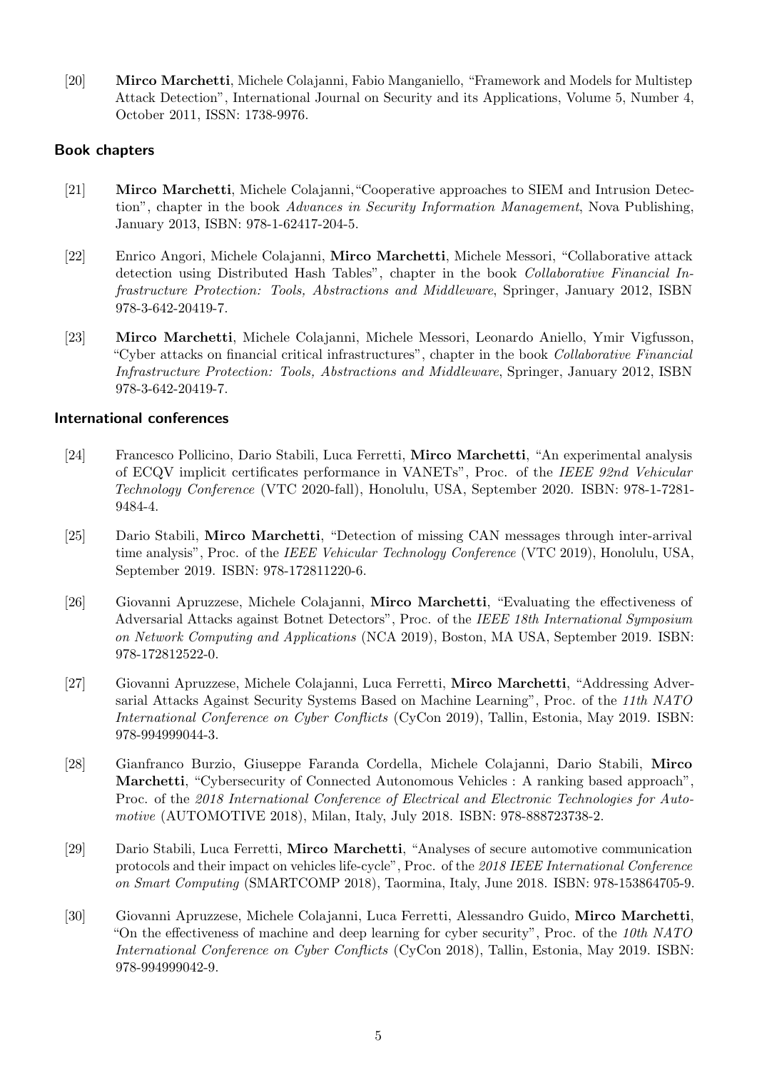[20] **Mirco Marchetti**, Michele Colajanni, Fabio Manganiello, "Framework and Models for Multistep Attack Detection", International Journal on Security and its Applications, Volume 5, Number 4, October 2011, ISSN: 1738-9976.

### Book chapters

[21] **Mirco Marchetti**, Michele Colajanni,"Cooperative approaches to SIEM and Intrusion Detection", chapter in the book *Advances in Security Information Management*, Nova Publishing, January 2013, ISBN: 978-1-62417-204-5.

[22] Enrico Angori, Michele Colajanni, **Mirco Marchetti**, Michele Messori, "Collaborative attack detection using Distributed Hash Tables", chapter in the book *Collaborative Financial Infrastructure Protection: Tools, Abstractions and Middleware*, Springer, January 2012, ISBN 978-3-642-20419-7.

[23] **Mirco Marchetti**, Michele Colajanni, Michele Messori, Leonardo Aniello, Ymir Vigfusson, "Cyber attacks on financial critical infrastructures", chapter in the book *Collaborative Financial Infrastructure Protection: Tools, Abstractions and Middleware*, Springer, January 2012, ISBN 978-3-642-20419-7.

### International conferences

[24] Francesco Pollicino, Dario Stabili, Luca Ferretti, **Mirco Marchetti**, "An experimental analysis of ECQV implicit certificates performance in VANETs", Proc. of the *IEEE 92nd Vehicular Technology Conference* (VTC 2020-fall), Honolulu, USA, September 2020. ISBN: 978-1-7281-9484-4.

[25] Dario Stabili, **Mirco Marchetti**, "Detection of missing CAN messages through inter-arrival time analysis", Proc. of the *IEEE Vehicular Technology Conference* (VTC 2019), Honolulu, USA, September 2019. ISBN: 978-172811220-6.

[26] Giovanni Apruzzese, Michele Colajanni, **Mirco Marchetti**, "Evaluating the effectiveness of Adversarial Attacks against Botnet Detectors", Proc. of the *IEEE 18th International Symposium on Network Computing and Applications* (NCA 2019), Boston, MA USA, September 2019. ISBN: 978-172812522-0.

[27] Giovanni Apruzzese, Michele Colajanni, Luca Ferretti, **Mirco Marchetti**, "Addressing Adversarial Attacks Against Security Systems Based on Machine Learning", Proc. of the *11th NATO International Conference on Cyber Conflicts* (CyCon 2019), Tallin, Estonia, May 2019. ISBN: 978-994999044-3.

[28] Gianfranco Burzio, Giuseppe Faranda Cordella, Michele Colajanni, Dario Stabili, **Mirco Marchetti**, "Cybersecurity of Connected Autonomous Vehicles : A ranking based approach", Proc. of the *2018 International Conference of Electrical and Electronic Technologies for Automotive* (AUTOMOTIVE 2018), Milan, Italy, July 2018. ISBN: 978-888723738-2.

[29] Dario Stabili, Luca Ferretti, **Mirco Marchetti**, "Analyses of secure automotive communication protocols and their impact on vehicles life-cycle", Proc. of the *2018 IEEE International Conference on Smart Computing* (SMARTCOMP 2018), Taormina, Italy, June 2018. ISBN: 978-153864705-9.

[30] Giovanni Apruzzese, Michele Colajanni, Luca Ferretti, Alessandro Guido, **Mirco Marchetti**, "On the effectiveness of machine and deep learning for cyber security", Proc. of the *10th NATO International Conference on Cyber Conflicts* (CyCon 2018), Tallin, Estonia, May 2019. ISBN: 978-994999042-9.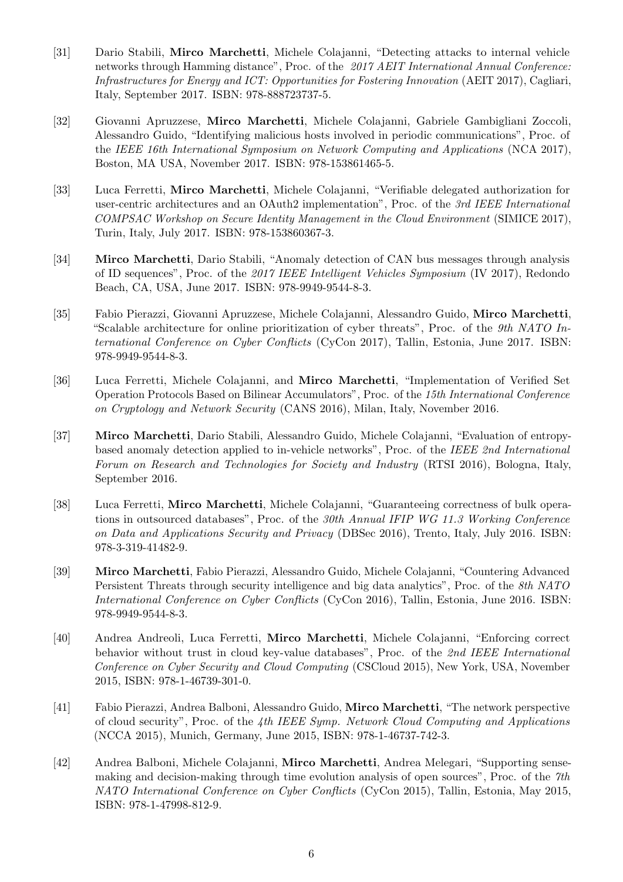[31] Dario Stabili, **Mirco Marchetti**, Michele Colajanni, "Detecting attacks to internal vehicle networks through Hamming distance", Proc. of the *2017 AEIT International Annual Conference: Infrastructures for Energy and ICT: Opportunities for Fostering Innovation* (AEIT 2017), Cagliari, Italy, September 2017. ISBN: 978-888723737-5.

[32] Giovanni Apruzzese, **Mirco Marchetti**, Michele Colajanni, Gabriele Gambigliani Zoccoli, Alessandro Guido, "Identifying malicious hosts involved in periodic communications", Proc. of the *IEEE 16th International Symposium on Network Computing and Applications* (NCA 2017), Boston, MA USA, November 2017. ISBN: 978-153861465-5.

[33] Luca Ferretti, **Mirco Marchetti**, Michele Colajanni, "Verifiable delegated authorization for user-centric architectures and an OAuth2 implementation", Proc. of the *3rd IEEE International COMPSAC Workshop on Secure Identity Management in the Cloud Environment* (SIMICE 2017), Turin, Italy, July 2017. ISBN: 978-153860367-3.

[34] **Mirco Marchetti**, Dario Stabili, "Anomaly detection of CAN bus messages through analysis of ID sequences", Proc. of the *2017 IEEE Intelligent Vehicles Symposium* (IV 2017), Redondo Beach, CA, USA, June 2017. ISBN: 978-9949-9544-8-3.

[35] Fabio Pierazzi, Giovanni Apruzzese, Michele Colajanni, Alessandro Guido, **Mirco Marchetti**, "Scalable architecture for online prioritization of cyber threats", Proc. of the *9th NATO International Conference on Cyber Conflicts* (CyCon 2017), Tallin, Estonia, June 2017. ISBN: 978-9949-9544-8-3.

[36] Luca Ferretti, Michele Colajanni, and **Mirco Marchetti**, "Implementation of Verified Set Operation Protocols Based on Bilinear Accumulators", Proc. of the *15th International Conference on Cryptology and Network Security* (CANS 2016), Milan, Italy, November 2016.

[37] **Mirco Marchetti**, Dario Stabili, Alessandro Guido, Michele Colajanni, "Evaluation of entropy-based anomaly detection applied to in-vehicle networks", Proc. of the *IEEE 2nd International Forum on Research and Technologies for Society and Industry* (RTSI 2016), Bologna, Italy, September 2016.

[38] Luca Ferretti, **Mirco Marchetti**, Michele Colajanni, "Guaranteeing correctness of bulk operations in outsourced databases", Proc. of the *30th Annual IFIP WG 11.3 Working Conference on Data and Applications Security and Privacy* (DBSec 2016), Trento, Italy, July 2016. ISBN: 978-3-319-41482-9.

[39] **Mirco Marchetti**, Fabio Pierazzi, Alessandro Guido, Michele Colajanni, "Countering Advanced Persistent Threats through security intelligence and big data analytics", Proc. of the *8th NATO International Conference on Cyber Conflicts* (CyCon 2016), Tallin, Estonia, June 2016. ISBN: 978-9949-9544-8-3.

[40] Andrea Andreoli, Luca Ferretti, **Mirco Marchetti**, Michele Colajanni, "Enforcing correct behavior without trust in cloud key-value databases", Proc. of the *2nd IEEE International Conference on Cyber Security and Cloud Computing* (CSCloud 2015), New York, USA, November 2015, ISBN: 978-1-46739-301-0.

[41] Fabio Pierazzi, Andrea Balboni, Alessandro Guido, **Mirco Marchetti**, "The network perspective of cloud security", Proc. of the *4th IEEE Symp. Network Cloud Computing and Applications* (NCCA 2015), Munich, Germany, June 2015, ISBN: 978-1-46737-742-3.

[42] Andrea Balboni, Michele Colajanni, **Mirco Marchetti**, Andrea Melegari, "Supporting sense-making and decision-making through time evolution analysis of open sources", Proc. of the *7th NATO International Conference on Cyber Conflicts* (CyCon 2015), Tallin, Estonia, May 2015, ISBN: 978-1-47998-812-9.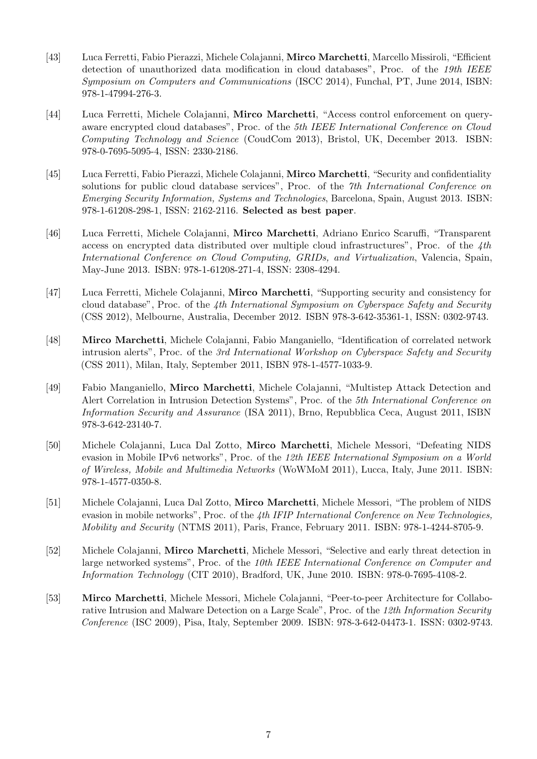[43] Luca Ferretti, Fabio Pierazzi, Michele Colajanni, **Mirco Marchetti**, Marcello Missiroli, "Efficient detection of unauthorized data modification in cloud databases", Proc. of the *19th IEEE Symposium on Computers and Communications* (ISCC 2014), Funchal, PT, June 2014, ISBN: 978-1-47994-276-3.

[44] Luca Ferretti, Michele Colajanni, **Mirco Marchetti**, "Access control enforcement on query-aware encrypted cloud databases", Proc. of the *5th IEEE International Conference on Cloud Computing Technology and Science* (CoudCom 2013), Bristol, UK, December 2013. ISBN: 978-0-7695-5095-4, ISSN: 2330-2186.

[45] Luca Ferretti, Fabio Pierazzi, Michele Colajanni, **Mirco Marchetti**, "Security and confidentiality solutions for public cloud database services", Proc. of the *7th International Conference on Emerging Security Information, Systems and Technologies*, Barcelona, Spain, August 2013. ISBN: 978-1-61208-298-1, ISSN: 2162-2116. **Selected as best paper**.

[46] Luca Ferretti, Michele Colajanni, **Mirco Marchetti**, Adriano Enrico Scaruffi, "Transparent access on encrypted data distributed over multiple cloud infrastructures", Proc. of the *4th International Conference on Cloud Computing, GRIDs, and Virtualization*, Valencia, Spain, May-June 2013. ISBN: 978-1-61208-271-4, ISSN: 2308-4294.

[47] Luca Ferretti, Michele Colajanni, **Mirco Marchetti**, "Supporting security and consistency for cloud database", Proc. of the *4th International Symposium on Cyberspace Safety and Security* (CSS 2012), Melbourne, Australia, December 2012. ISBN 978-3-642-35361-1, ISSN: 0302-9743.

[48] **Mirco Marchetti**, Michele Colajanni, Fabio Manganiello, "Identification of correlated network intrusion alerts", Proc. of the *3rd International Workshop on Cyberspace Safety and Security* (CSS 2011), Milan, Italy, September 2011, ISBN 978-1-4577-1033-9.

[49] Fabio Manganiello, **Mirco Marchetti**, Michele Colajanni, "Multistep Attack Detection and Alert Correlation in Intrusion Detection Systems", Proc. of the *5th International Conference on Information Security and Assurance* (ISA 2011), Brno, Repubblica Ceca, August 2011, ISBN 978-3-642-23140-7.

[50] Michele Colajanni, Luca Dal Zotto, **Mirco Marchetti**, Michele Messori, "Defeating NIDS evasion in Mobile IPv6 networks", Proc. of the *12th IEEE International Symposium on a World of Wireless, Mobile and Multimedia Networks* (WoWMoM 2011), Lucca, Italy, June 2011. ISBN: 978-1-4577-0350-8.

[51] Michele Colajanni, Luca Dal Zotto, **Mirco Marchetti**, Michele Messori, "The problem of NIDS evasion in mobile networks", Proc. of the *4th IFIP International Conference on New Technologies, Mobility and Security* (NTMS 2011), Paris, France, February 2011. ISBN: 978-1-4244-8705-9.

[52] Michele Colajanni, **Mirco Marchetti**, Michele Messori, "Selective and early threat detection in large networked systems", Proc. of the *10th IEEE International Conference on Computer and Information Technology* (CIT 2010), Bradford, UK, June 2010. ISBN: 978-0-7695-4108-2.

[53] **Mirco Marchetti**, Michele Messori, Michele Colajanni, "Peer-to-peer Architecture for Collaborative Intrusion and Malware Detection on a Large Scale", Proc. of the *12th Information Security Conference* (ISC 2009), Pisa, Italy, September 2009. ISBN: 978-3-642-04473-1. ISSN: 0302-9743.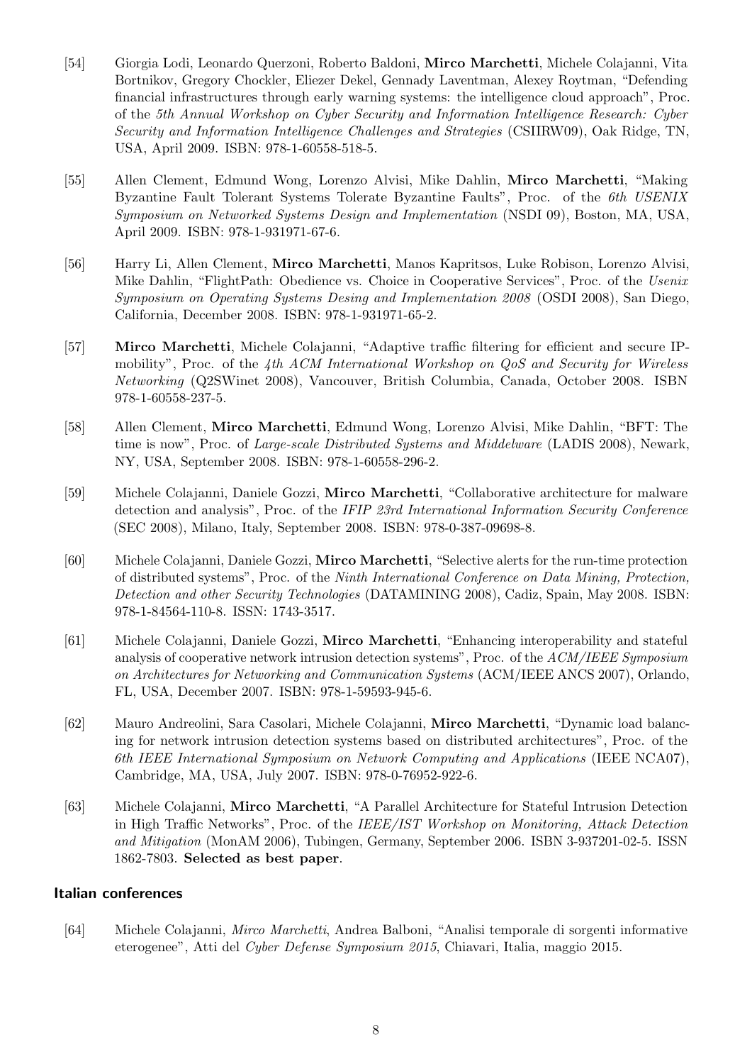[54] Giorgia Lodi, Leonardo Querzoni, Roberto Baldoni, **Mirco Marchetti**, Michele Colajanni, Vita Bortnikov, Gregory Chockler, Eliezer Dekel, Gennady Laventman, Alexey Roytman, "Defending financial infrastructures through early warning systems: the intelligence cloud approach", Proc. of the *5th Annual Workshop on Cyber Security and Information Intelligence Research: Cyber Security and Information Intelligence Challenges and Strategies* (CSIIRW09), Oak Ridge, TN, USA, April 2009. ISBN: 978-1-60558-518-5.

[55] Allen Clement, Edmund Wong, Lorenzo Alvisi, Mike Dahlin, **Mirco Marchetti**, "Making Byzantine Fault Tolerant Systems Tolerate Byzantine Faults", Proc. of the *6th USENIX Symposium on Networked Systems Design and Implementation* (NSDI 09), Boston, MA, USA, April 2009. ISBN: 978-1-931971-67-6.

[56] Harry Li, Allen Clement, **Mirco Marchetti**, Manos Kapritsos, Luke Robison, Lorenzo Alvisi, Mike Dahlin, "FlightPath: Obedience vs. Choice in Cooperative Services", Proc. of the *Usenix Symposium on Operating Systems Desing and Implementation 2008* (OSDI 2008), San Diego, California, December 2008. ISBN: 978-1-931971-65-2.

[57] **Mirco Marchetti**, Michele Colajanni, "Adaptive traffic filtering for efficient and secure IP-mobility", Proc. of the *4th ACM International Workshop on QoS and Security for Wireless Networking* (Q2SWinet 2008), Vancouver, British Columbia, Canada, October 2008. ISBN 978-1-60558-237-5.

[58] Allen Clement, **Mirco Marchetti**, Edmund Wong, Lorenzo Alvisi, Mike Dahlin, "BFT: The time is now", Proc. of *Large-scale Distributed Systems and Middelware* (LADIS 2008), Newark, NY, USA, September 2008. ISBN: 978-1-60558-296-2.

[59] Michele Colajanni, Daniele Gozzi, **Mirco Marchetti**, "Collaborative architecture for malware detection and analysis", Proc. of the *IFIP 23rd International Information Security Conference* (SEC 2008), Milano, Italy, September 2008. ISBN: 978-0-387-09698-8.

[60] Michele Colajanni, Daniele Gozzi, **Mirco Marchetti**, "Selective alerts for the run-time protection of distributed systems", Proc. of the *Ninth International Conference on Data Mining, Protection, Detection and other Security Technologies* (DATAMINING 2008), Cadiz, Spain, May 2008. ISBN: 978-1-84564-110-8. ISSN: 1743-3517.

[61] Michele Colajanni, Daniele Gozzi, **Mirco Marchetti**, "Enhancing interoperability and stateful analysis of cooperative network intrusion detection systems", Proc. of the *ACM/IEEE Symposium on Architectures for Networking and Communication Systems* (ACM/IEEE ANCS 2007), Orlando, FL, USA, December 2007. ISBN: 978-1-59593-945-6.

[62] Mauro Andreolini, Sara Casolari, Michele Colajanni, **Mirco Marchetti**, "Dynamic load balancing for network intrusion detection systems based on distributed architectures", Proc. of the *6th IEEE International Symposium on Network Computing and Applications* (IEEE NCA07), Cambridge, MA, USA, July 2007. ISBN: 978-0-76952-922-6.

[63] Michele Colajanni, **Mirco Marchetti**, "A Parallel Architecture for Stateful Intrusion Detection in High Traffic Networks", Proc. of the *IEEE/IST Workshop on Monitoring, Attack Detection and Mitigation* (MonAM 2006), Tubingen, Germany, September 2006. ISBN 3-937201-02-5. ISSN 1862-7803. **Selected as best paper**.

### Italian conferences

[64] Michele Colajanni, *Mirco Marchetti*, Andrea Balboni, "Analisi temporale di sorgenti informative eterogenee", Atti del *Cyber Defense Symposium 2015*, Chiavari, Italia, maggio 2015.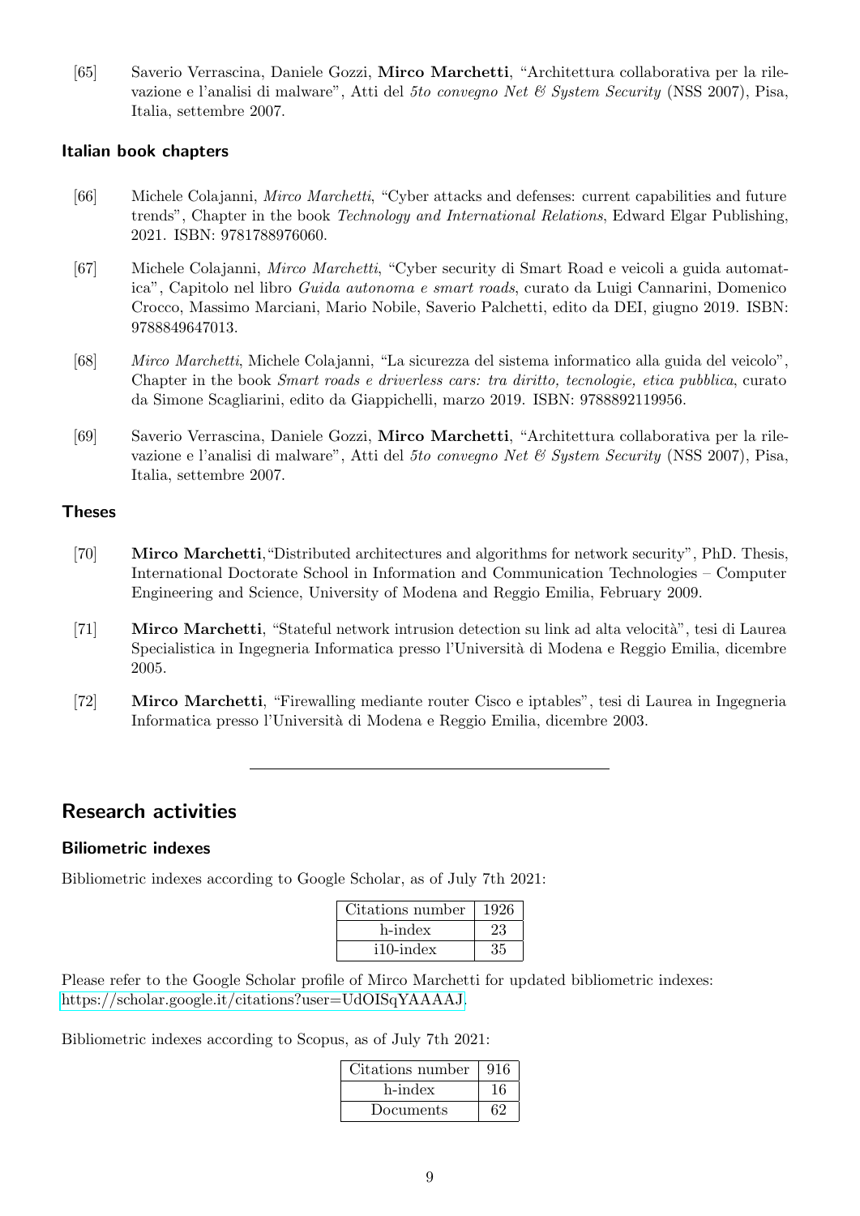[65] Saverio Verrascina, Daniele Gozzi, **Mirco Marchetti**, "Architettura collaborativa per la rilevazione e l'analisi di malware", Atti del *5to convegno Net & System Security* (NSS 2007), Pisa, Italia, settembre 2007.

### Italian book chapters

[66] Michele Colajanni, *Mirco Marchetti*, "Cyber attacks and defenses: current capabilities and future trends", Chapter in the book *Technology and International Relations*, Edward Elgar Publishing, 2021. ISBN: 9781788976060.

[67] Michele Colajanni, *Mirco Marchetti*, "Cyber security di Smart Road e veicoli a guida automatica", Capitolo nel libro *Guida autonoma e smart roads*, curato da Luigi Cannarini, Domenico Crocco, Massimo Marciani, Mario Nobile, Saverio Palchetti, edito da DEI, giugno 2019. ISBN: 9788849647013.

[68] *Mirco Marchetti*, Michele Colajanni, "La sicurezza del sistema informatico alla guida del veicolo", Chapter in the book *Smart roads e driverless cars: tra diritto, tecnologie, etica pubblica*, curato da Simone Scagliarini, edito da Giappichelli, marzo 2019. ISBN: 9788892119956.

[69] Saverio Verrascina, Daniele Gozzi, **Mirco Marchetti**, "Architettura collaborativa per la rilevazione e l'analisi di malware", Atti del *5to convegno Net & System Security* (NSS 2007), Pisa, Italia, settembre 2007.

### Theses

[70] **Mirco Marchetti**,"Distributed architectures and algorithms for network security", PhD. Thesis, International Doctorate School in Information and Communication Technologies – Computer Engineering and Science, University of Modena and Reggio Emilia, February 2009.

[71] **Mirco Marchetti**, "Stateful network intrusion detection su link ad alta velocità", tesi di Laurea Specialistica in Ingegneria Informatica presso l'Università di Modena e Reggio Emilia, dicembre 2005.

[72] **Mirco Marchetti**, "Firewalling mediante router Cisco e iptables", tesi di Laurea in Ingegneria Informatica presso l'Università di Modena e Reggio Emilia, dicembre 2003.

---

## Research activities

### Biliometric indexes

Bibliometric indexes according to Google Scholar, as of July 7th 2021:

| Citations number | 1926 |
|---|---|
| h-index | 23 |
| i10-index | 35 |

Please refer to the Google Scholar profile of Mirco Marchetti for updated bibliometric indexes: https://scholar.google.it/citations?user=UdOISqYAAAAJ.

Bibliometric indexes according to Scopus, as of July 7th 2021:

| Citations number | 916 |
|---|---|
| h-index | 16 |
| Documents | 62 |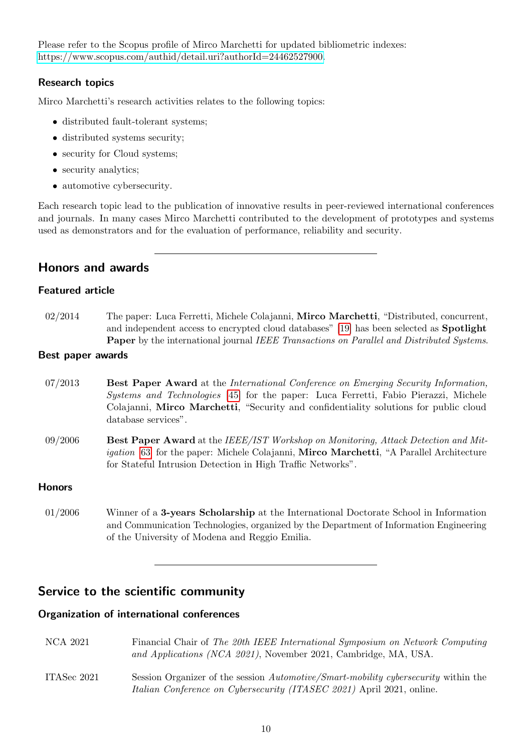Please refer to the Scopus profile of Mirco Marchetti for updated bibliometric indexes:
https://www.scopus.com/authid/detail.uri?authorId=24462527900.

### Research topics

Mirco Marchetti's research activities relates to the following topics:

- distributed fault-tolerant systems;
- distributed systems security;
- security for Cloud systems;
- security analytics;
- automotive cybersecurity.

Each research topic lead to the publication of innovative results in peer-reviewed international conferences and journals. In many cases Mirco Marchetti contributed to the development of prototypes and systems used as demonstrators and for the evaluation of performance, reliability and security.

---

## Honors and awards

### Featured article

02/2014 — The paper: Luca Ferretti, Michele Colajanni, **Mirco Marchetti**, "Distributed, concurrent, and independent access to encrypted cloud databases" [19] has been selected as **Spotlight Paper** by the international journal *IEEE Transactions on Parallel and Distributed Systems*.

### Best paper awards

07/2013 — **Best Paper Award** at the *International Conference on Emerging Security Information, Systems and Technologies* [45] for the paper: Luca Ferretti, Fabio Pierazzi, Michele Colajanni, **Mirco Marchetti**, "Security and confidentiality solutions for public cloud database services".

09/2006 — **Best Paper Award** at the *IEEE/IST Workshop on Monitoring, Attack Detection and Mitigation* [63] for the paper: Michele Colajanni, **Mirco Marchetti**, "A Parallel Architecture for Stateful Intrusion Detection in High Traffic Networks".

### Honors

01/2006 — Winner of a **3-years Scholarship** at the International Doctorate School in Information and Communication Technologies, organized by the Department of Information Engineering of the University of Modena and Reggio Emilia.

---

## Service to the scientific community

### Organization of international conferences

NCA 2021 — Financial Chair of *The 20th IEEE International Symposium on Network Computing and Applications (NCA 2021)*, November 2021, Cambridge, MA, USA.

ITASec 2021 — Session Organizer of the session *Automotive/Smart-mobility cybersecurity* within the *Italian Conference on Cybersecurity (ITASEC 2021)* April 2021, online.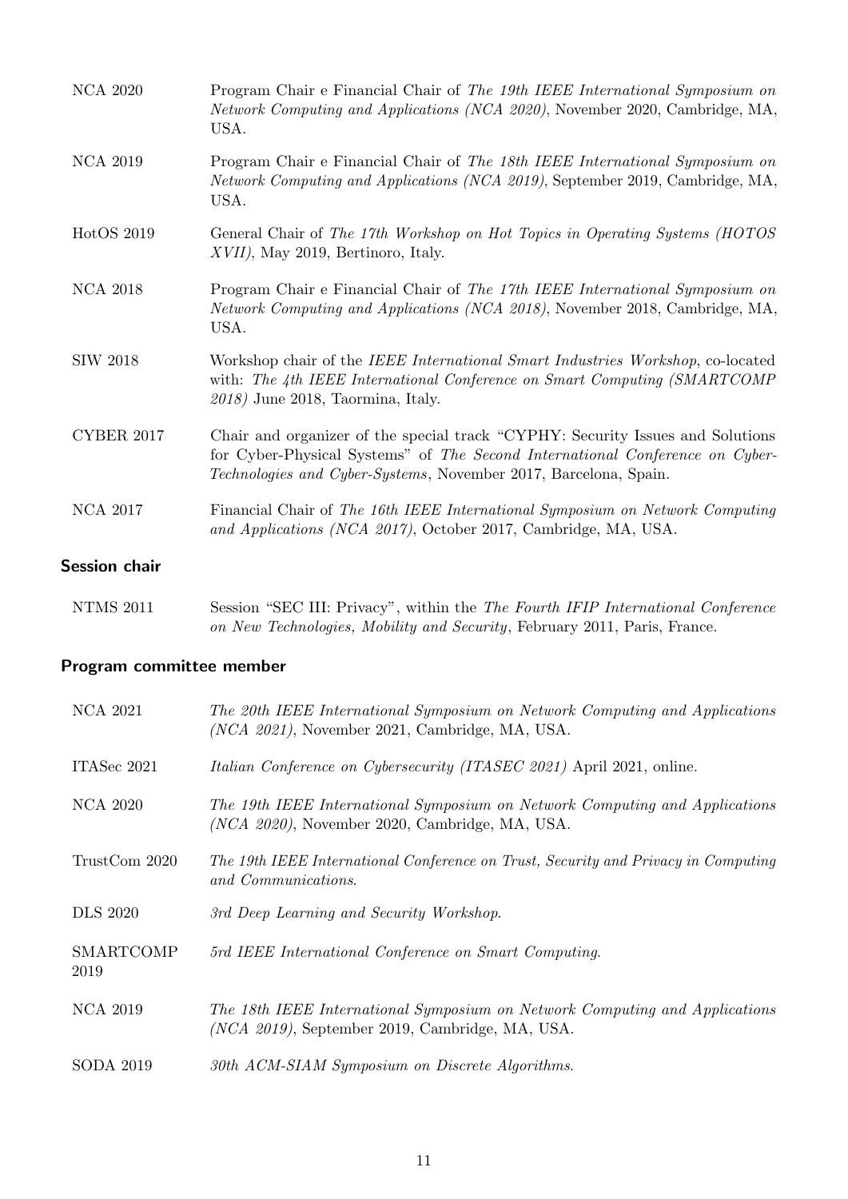| | |
|---|---|
| NCA 2020 | Program Chair e Financial Chair of *The 19th IEEE International Symposium on Network Computing and Applications (NCA 2020)*, November 2020, Cambridge, MA, USA. |
| NCA 2019 | Program Chair e Financial Chair of *The 18th IEEE International Symposium on Network Computing and Applications (NCA 2019)*, September 2019, Cambridge, MA, USA. |
| HotOS 2019 | General Chair of *The 17th Workshop on Hot Topics in Operating Systems (HOTOS XVII)*, May 2019, Bertinoro, Italy. |
| NCA 2018 | Program Chair e Financial Chair of *The 17th IEEE International Symposium on Network Computing and Applications (NCA 2018)*, November 2018, Cambridge, MA, USA. |
| SIW 2018 | Workshop chair of the *IEEE International Smart Industries Workshop*, co-located with: *The 4th IEEE International Conference on Smart Computing (SMARTCOMP 2018)* June 2018, Taormina, Italy. |
| CYBER 2017 | Chair and organizer of the special track "CYPHY: Security Issues and Solutions for Cyber-Physical Systems" of *The Second International Conference on Cyber-Technologies and Cyber-Systems*, November 2017, Barcelona, Spain. |
| NCA 2017 | Financial Chair of *The 16th IEEE International Symposium on Network Computing and Applications (NCA 2017)*, October 2017, Cambridge, MA, USA. |

## Session chair

| | |
|---|---|
| NTMS 2011 | Session "SEC III: Privacy", within the *The Fourth IFIP International Conference on New Technologies, Mobility and Security*, February 2011, Paris, France. |

## Program committee member

| | |
|---|---|
| NCA 2021 | *The 20th IEEE International Symposium on Network Computing and Applications (NCA 2021)*, November 2021, Cambridge, MA, USA. |
| ITASec 2021 | *Italian Conference on Cybersecurity (ITASEC 2021)* April 2021, online. |
| NCA 2020 | *The 19th IEEE International Symposium on Network Computing and Applications (NCA 2020)*, November 2020, Cambridge, MA, USA. |
| TrustCom 2020 | *The 19th IEEE International Conference on Trust, Security and Privacy in Computing and Communications.* |
| DLS 2020 | *3rd Deep Learning and Security Workshop.* |
| SMARTCOMP 2019 | *5rd IEEE International Conference on Smart Computing.* |
| NCA 2019 | *The 18th IEEE International Symposium on Network Computing and Applications (NCA 2019)*, September 2019, Cambridge, MA, USA. |
| SODA 2019 | *30th ACM-SIAM Symposium on Discrete Algorithms.* |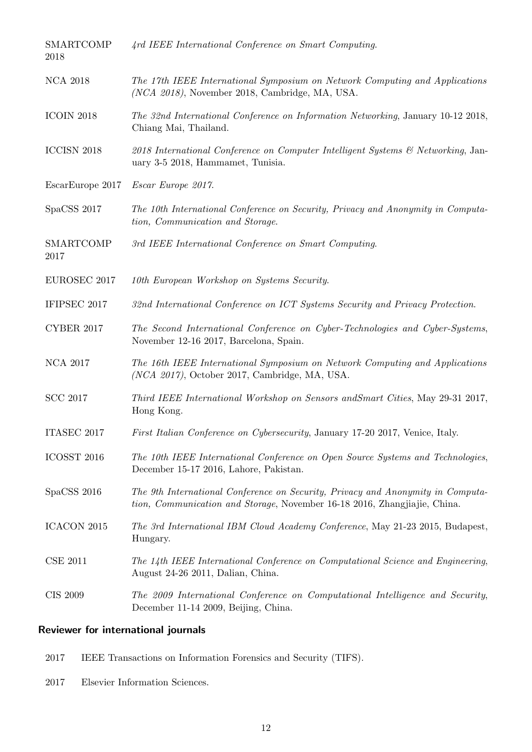| | |
|---|---|
| SMARTCOMP 2018 | *4rd IEEE International Conference on Smart Computing.* |
| NCA 2018 | *The 17th IEEE International Symposium on Network Computing and Applications (NCA 2018)*, November 2018, Cambridge, MA, USA. |
| ICOIN 2018 | *The 32nd International Conference on Information Networking*, January 10-12 2018, Chiang Mai, Thailand. |
| ICCISN 2018 | *2018 International Conference on Computer Intelligent Systems & Networking*, January 3-5 2018, Hammamet, Tunisia. |
| EscarEurope 2017 | *Escar Europe 2017.* |
| SpaCSS 2017 | *The 10th International Conference on Security, Privacy and Anonymity in Computation, Communication and Storage.* |
| SMARTCOMP 2017 | *3rd IEEE International Conference on Smart Computing.* |
| EUROSEC 2017 | *10th European Workshop on Systems Security.* |
| IFIPSEC 2017 | *32nd International Conference on ICT Systems Security and Privacy Protection.* |
| CYBER 2017 | *The Second International Conference on Cyber-Technologies and Cyber-Systems*, November 12-16 2017, Barcelona, Spain. |
| NCA 2017 | *The 16th IEEE International Symposium on Network Computing and Applications (NCA 2017)*, October 2017, Cambridge, MA, USA. |
| SCC 2017 | *Third IEEE International Workshop on Sensors andSmart Cities*, May 29-31 2017, Hong Kong. |
| ITASEC 2017 | *First Italian Conference on Cybersecurity*, January 17-20 2017, Venice, Italy. |
| ICOSST 2016 | *The 10th IEEE International Conference on Open Source Systems and Technologies*, December 15-17 2016, Lahore, Pakistan. |
| SpaCSS 2016 | *The 9th International Conference on Security, Privacy and Anonymity in Computation, Communication and Storage*, November 16-18 2016, Zhangjiajie, China. |
| ICACON 2015 | *The 3rd International IBM Cloud Academy Conference*, May 21-23 2015, Budapest, Hungary. |
| CSE 2011 | *The 14th IEEE International Conference on Computational Science and Engineering*, August 24-26 2011, Dalian, China. |
| CIS 2009 | *The 2009 International Conference on Computational Intelligence and Security*, December 11-14 2009, Beijing, China. |

### Reviewer for international journals

| | |
|---|---|
| 2017 | IEEE Transactions on Information Forensics and Security (TIFS). |
| 2017 | Elsevier Information Sciences. |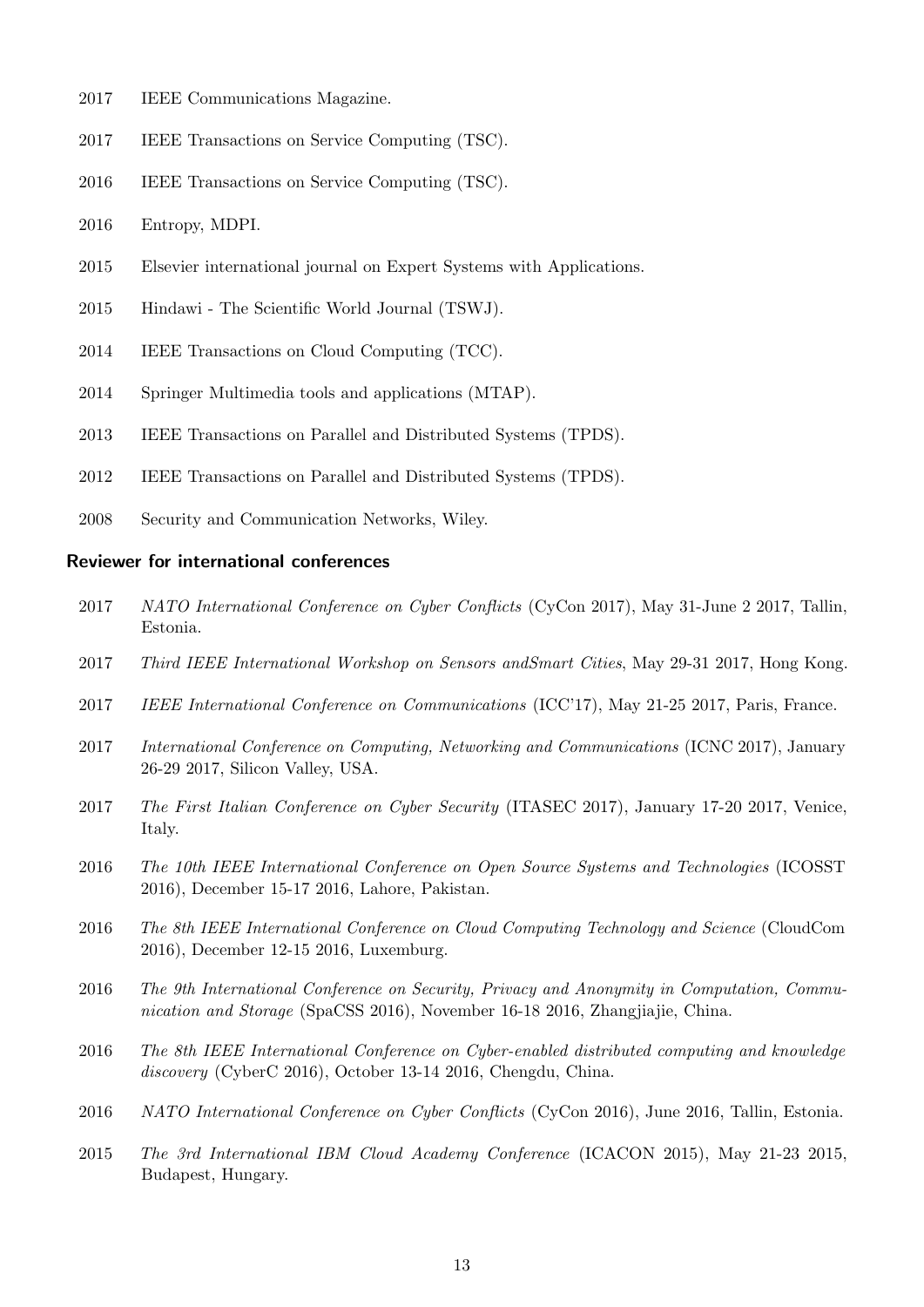2017 IEEE Communications Magazine.

2017 IEEE Transactions on Service Computing (TSC).

2016 IEEE Transactions on Service Computing (TSC).

2016 Entropy, MDPI.

2015 Elsevier international journal on Expert Systems with Applications.

2015 Hindawi - The Scientific World Journal (TSWJ).

2014 IEEE Transactions on Cloud Computing (TCC).

2014 Springer Multimedia tools and applications (MTAP).

2013 IEEE Transactions on Parallel and Distributed Systems (TPDS).

2012 IEEE Transactions on Parallel and Distributed Systems (TPDS).

2008 Security and Communication Networks, Wiley.

### Reviewer for international conferences

2017 *NATO International Conference on Cyber Conflicts* (CyCon 2017), May 31-June 2 2017, Tallin, Estonia.

2017 *Third IEEE International Workshop on Sensors andSmart Cities*, May 29-31 2017, Hong Kong.

2017 *IEEE International Conference on Communications* (ICC'17), May 21-25 2017, Paris, France.

2017 *International Conference on Computing, Networking and Communications* (ICNC 2017), January 26-29 2017, Silicon Valley, USA.

2017 *The First Italian Conference on Cyber Security* (ITASEC 2017), January 17-20 2017, Venice, Italy.

2016 *The 10th IEEE International Conference on Open Source Systems and Technologies* (ICOSST 2016), December 15-17 2016, Lahore, Pakistan.

2016 *The 8th IEEE International Conference on Cloud Computing Technology and Science* (CloudCom 2016), December 12-15 2016, Luxemburg.

2016 *The 9th International Conference on Security, Privacy and Anonymity in Computation, Communication and Storage* (SpaCSS 2016), November 16-18 2016, Zhangjiajie, China.

2016 *The 8th IEEE International Conference on Cyber-enabled distributed computing and knowledge discovery* (CyberC 2016), October 13-14 2016, Chengdu, China.

2016 *NATO International Conference on Cyber Conflicts* (CyCon 2016), June 2016, Tallin, Estonia.

2015 *The 3rd International IBM Cloud Academy Conference* (ICACON 2015), May 21-23 2015, Budapest, Hungary.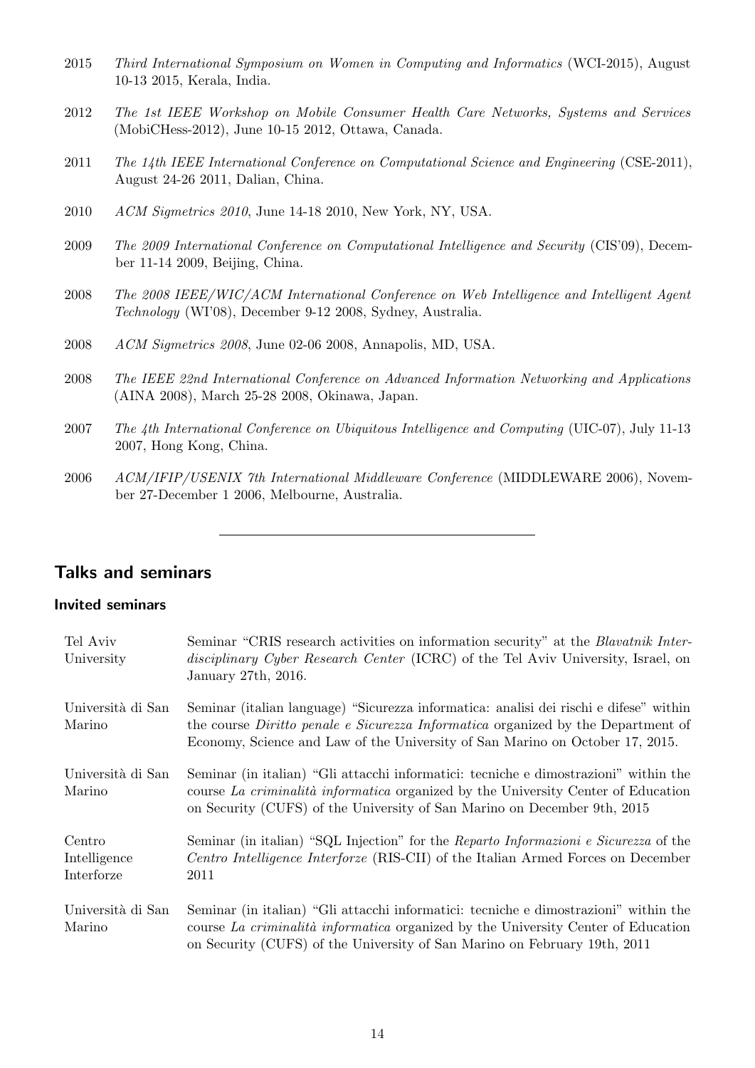2015 *Third International Symposium on Women in Computing and Informatics* (WCI-2015), August 10-13 2015, Kerala, India.

2012 *The 1st IEEE Workshop on Mobile Consumer Health Care Networks, Systems and Services* (MobiCHess-2012), June 10-15 2012, Ottawa, Canada.

2011 *The 14th IEEE International Conference on Computational Science and Engineering* (CSE-2011), August 24-26 2011, Dalian, China.

2010 *ACM Sigmetrics 2010*, June 14-18 2010, New York, NY, USA.

2009 *The 2009 International Conference on Computational Intelligence and Security* (CIS'09), December 11-14 2009, Beijing, China.

2008 *The 2008 IEEE/WIC/ACM International Conference on Web Intelligence and Intelligent Agent Technology* (WI'08), December 9-12 2008, Sydney, Australia.

2008 *ACM Sigmetrics 2008*, June 02-06 2008, Annapolis, MD, USA.

2008 *The IEEE 22nd International Conference on Advanced Information Networking and Applications* (AINA 2008), March 25-28 2008, Okinawa, Japan.

2007 *The 4th International Conference on Ubiquitous Intelligence and Computing* (UIC-07), July 11-13 2007, Hong Kong, China.

2006 *ACM/IFIP/USENIX 7th International Middleware Conference* (MIDDLEWARE 2006), November 27-December 1 2006, Melbourne, Australia.

---

## Talks and seminars

### Invited seminars

| | |
|---|---|
| Tel Aviv University | Seminar "CRIS research activities on information security" at the *Blavatnik Interdisciplinary Cyber Research Center* (ICRC) of the Tel Aviv University, Israel, on January 27th, 2016. |
| Università di San Marino | Seminar (italian language) "Sicurezza informatica: analisi dei rischi e difese" within the course *Diritto penale e Sicurezza Informatica* organized by the Department of Economy, Science and Law of the University of San Marino on October 17, 2015. |
| Università di San Marino | Seminar (in italian) "Gli attacchi informatici: tecniche e dimostrazioni" within the course *La criminalità informatica* organized by the University Center of Education on Security (CUFS) of the University of San Marino on December 9th, 2015 |
| Centro Intelligence Interforze | Seminar (in italian) "SQL Injection" for the *Reparto Informazioni e Sicurezza* of the *Centro Intelligence Interforze* (RIS-CII) of the Italian Armed Forces on December 2011 |
| Università di San Marino | Seminar (in italian) "Gli attacchi informatici: tecniche e dimostrazioni" within the course *La criminalità informatica* organized by the University Center of Education on Security (CUFS) of the University of San Marino on February 19th, 2011 |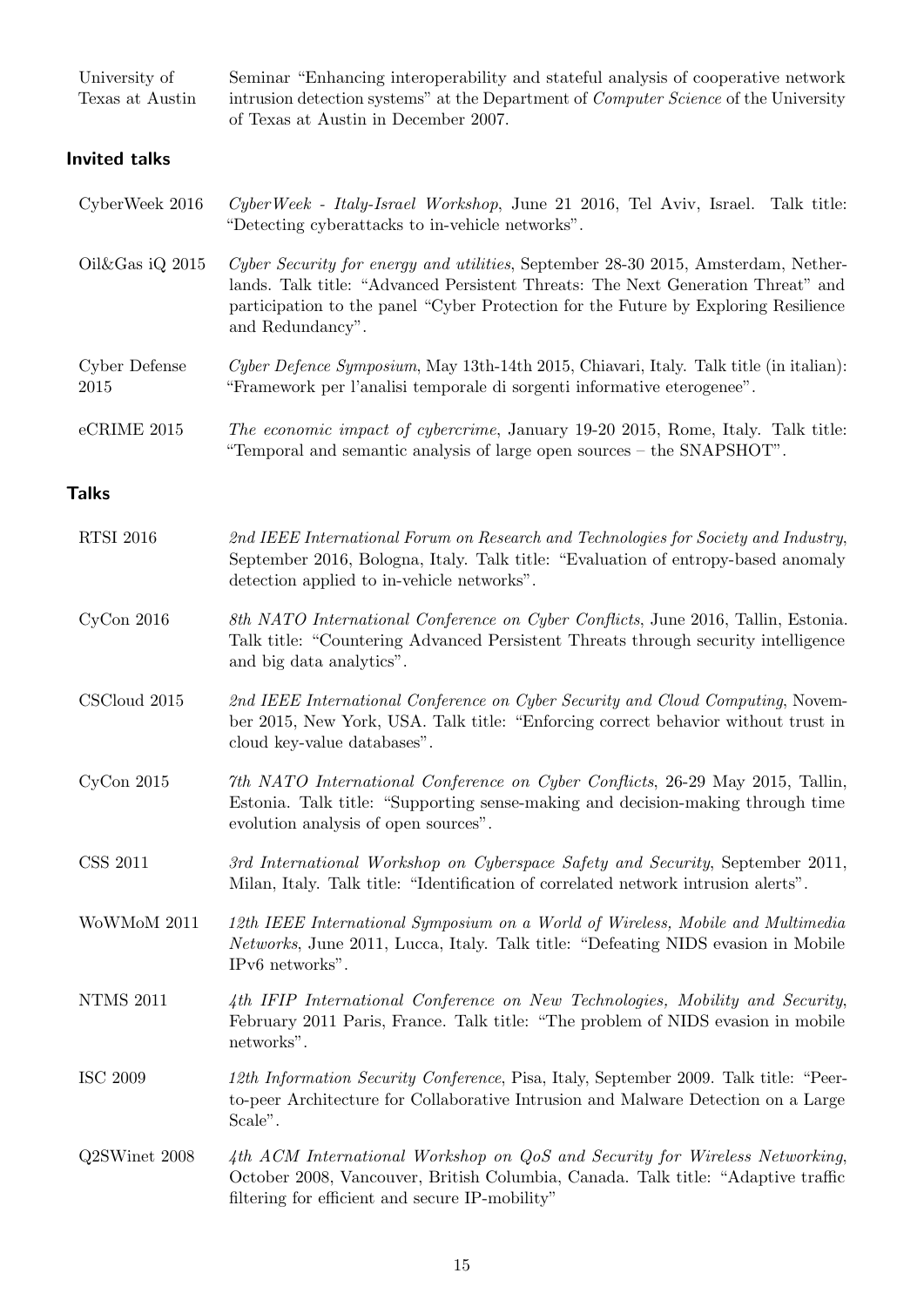**University of Texas at Austin** — Seminar "Enhancing interoperability and stateful analysis of cooperative network intrusion detection systems" at the Department of *Computer Science* of the University of Texas at Austin in December 2007.

## Invited talks

**CyberWeek 2016** — *CyberWeek - Italy-Israel Workshop*, June 21 2016, Tel Aviv, Israel. Talk title: "Detecting cyberattacks to in-vehicle networks".

**Oil&Gas iQ 2015** — *Cyber Security for energy and utilities*, September 28-30 2015, Amsterdam, Netherlands. Talk title: "Advanced Persistent Threats: The Next Generation Threat" and participation to the panel "Cyber Protection for the Future by Exploring Resilience and Redundancy".

**Cyber Defense 2015** — *Cyber Defence Symposium*, May 13th-14th 2015, Chiavari, Italy. Talk title (in italian): "Framework per l'analisi temporale di sorgenti informative eterogenee".

**eCRIME 2015** — *The economic impact of cybercrime*, January 19-20 2015, Rome, Italy. Talk title: "Temporal and semantic analysis of large open sources – the SNAPSHOT".

## Talks

**RTSI 2016** — *2nd IEEE International Forum on Research and Technologies for Society and Industry*, September 2016, Bologna, Italy. Talk title: "Evaluation of entropy-based anomaly detection applied to in-vehicle networks".

**CyCon 2016** — *8th NATO International Conference on Cyber Conflicts*, June 2016, Tallin, Estonia. Talk title: "Countering Advanced Persistent Threats through security intelligence and big data analytics".

**CSCloud 2015** — *2nd IEEE International Conference on Cyber Security and Cloud Computing*, November 2015, New York, USA. Talk title: "Enforcing correct behavior without trust in cloud key-value databases".

**CyCon 2015** — *7th NATO International Conference on Cyber Conflicts*, 26-29 May 2015, Tallin, Estonia. Talk title: "Supporting sense-making and decision-making through time evolution analysis of open sources".

**CSS 2011** — *3rd International Workshop on Cyberspace Safety and Security*, September 2011, Milan, Italy. Talk title: "Identification of correlated network intrusion alerts".

**WoWMoM 2011** — *12th IEEE International Symposium on a World of Wireless, Mobile and Multimedia Networks*, June 2011, Lucca, Italy. Talk title: "Defeating NIDS evasion in Mobile IPv6 networks".

**NTMS 2011** — *4th IFIP International Conference on New Technologies, Mobility and Security*, February 2011 Paris, France. Talk title: "The problem of NIDS evasion in mobile networks".

**ISC 2009** — *12th Information Security Conference*, Pisa, Italy, September 2009. Talk title: "Peer-to-peer Architecture for Collaborative Intrusion and Malware Detection on a Large Scale".

**Q2SWinet 2008** — *4th ACM International Workshop on QoS and Security for Wireless Networking*, October 2008, Vancouver, British Columbia, Canada. Talk title: "Adaptive traffic filtering for efficient and secure IP-mobility"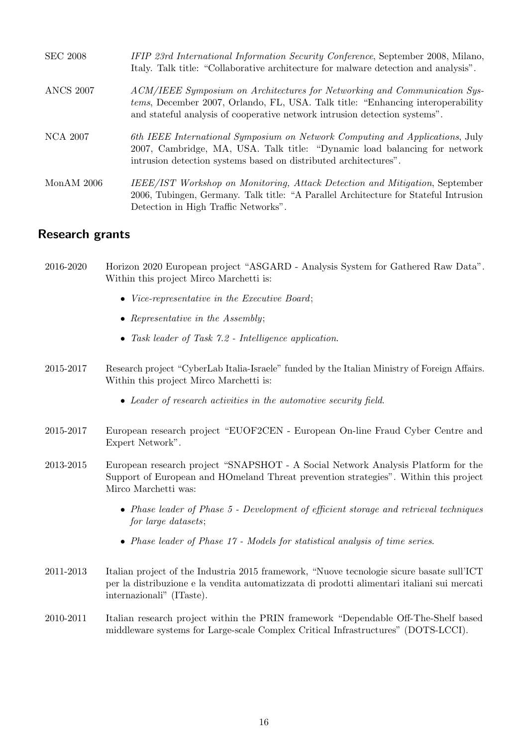SEC 2008 — *IFIP 23rd International Information Security Conference*, September 2008, Milano, Italy. Talk title: "Collaborative architecture for malware detection and analysis".

ANCS 2007 — *ACM/IEEE Symposium on Architectures for Networking and Communication Systems*, December 2007, Orlando, FL, USA. Talk title: "Enhancing interoperability and stateful analysis of cooperative network intrusion detection systems".

NCA 2007 — *6th IEEE International Symposium on Network Computing and Applications*, July 2007, Cambridge, MA, USA. Talk title: "Dynamic load balancing for network intrusion detection systems based on distributed architectures".

MonAM 2006 — *IEEE/IST Workshop on Monitoring, Attack Detection and Mitigation*, September 2006, Tubingen, Germany. Talk title: "A Parallel Architecture for Stateful Intrusion Detection in High Traffic Networks".

## Research grants

2016-2020 — Horizon 2020 European project "ASGARD - Analysis System for Gathered Raw Data". Within this project Mirco Marchetti is:

- *Vice-representative in the Executive Board*;
- *Representative in the Assembly*;
- *Task leader of Task 7.2 - Intelligence application*.

2015-2017 — Research project "CyberLab Italia-Israele" funded by the Italian Ministry of Foreign Affairs. Within this project Mirco Marchetti is:

- *Leader of research activities in the automotive security field*.

2015-2017 — European research project "EUOF2CEN - European On-line Fraud Cyber Centre and Expert Network".

2013-2015 — European research project "SNAPSHOT - A Social Network Analysis Platform for the Support of European and HOmeland Threat prevention strategies". Within this project Mirco Marchetti was:

- *Phase leader of Phase 5 - Development of efficient storage and retrieval techniques for large datasets*;
- *Phase leader of Phase 17 - Models for statistical analysis of time series*.

2011-2013 — Italian project of the Industria 2015 framework, "Nuove tecnologie sicure basate sull'ICT per la distribuzione e la vendita automatizzata di prodotti alimentari italiani sui mercati internazionali" (ITaste).

2010-2011 — Italian research project within the PRIN framework "Dependable Off-The-Shelf based middleware systems for Large-scale Complex Critical Infrastructures" (DOTS-LCCI).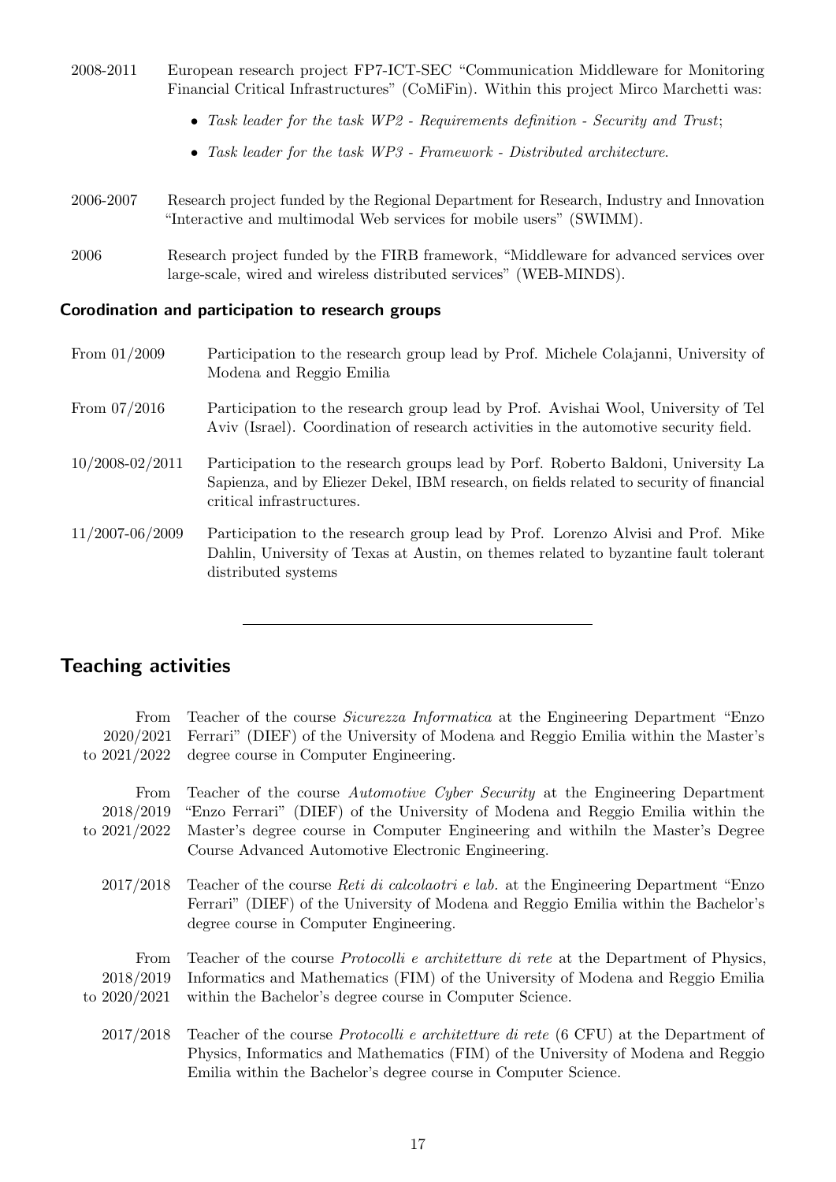2008-2011 European research project FP7-ICT-SEC "Communication Middleware for Monitoring Financial Critical Infrastructures" (CoMiFin). Within this project Mirco Marchetti was:

- *Task leader for the task WP2 - Requirements definition - Security and Trust*;
- *Task leader for the task WP3 - Framework - Distributed architecture*.

2006-2007 Research project funded by the Regional Department for Research, Industry and Innovation "Interactive and multimodal Web services for mobile users" (SWIMM).

2006 Research project funded by the FIRB framework, "Middleware for advanced services over large-scale, wired and wireless distributed services" (WEB-MINDS).

### Corodination and participation to research groups

From 01/2009 Participation to the research group lead by Prof. Michele Colajanni, University of Modena and Reggio Emilia

From 07/2016 Participation to the research group lead by Prof. Avishai Wool, University of Tel Aviv (Israel). Coordination of research activities in the automotive security field.

10/2008-02/2011 Participation to the research groups lead by Porf. Roberto Baldoni, University La Sapienza, and by Eliezer Dekel, IBM research, on fields related to security of financial critical infrastructures.

11/2007-06/2009 Participation to the research group lead by Prof. Lorenzo Alvisi and Prof. Mike Dahlin, University of Texas at Austin, on themes related to byzantine fault tolerant distributed systems

---

## Teaching activities

From 2020/2021 to 2021/2022 Teacher of the course *Sicurezza Informatica* at the Engineering Department "Enzo Ferrari" (DIEF) of the University of Modena and Reggio Emilia within the Master's degree course in Computer Engineering.

From 2018/2019 to 2021/2022 Teacher of the course *Automotive Cyber Security* at the Engineering Department "Enzo Ferrari" (DIEF) of the University of Modena and Reggio Emilia within the Master's degree course in Computer Engineering and withiln the Master's Degree Course Advanced Automotive Electronic Engineering.

2017/2018 Teacher of the course *Reti di calcolaotri e lab.* at the Engineering Department "Enzo Ferrari" (DIEF) of the University of Modena and Reggio Emilia within the Bachelor's degree course in Computer Engineering.

From 2018/2019 to 2020/2021 Teacher of the course *Protocolli e architetture di rete* at the Department of Physics, Informatics and Mathematics (FIM) of the University of Modena and Reggio Emilia within the Bachelor's degree course in Computer Science.

2017/2018 Teacher of the course *Protocolli e architetture di rete* (6 CFU) at the Department of Physics, Informatics and Mathematics (FIM) of the University of Modena and Reggio Emilia within the Bachelor's degree course in Computer Science.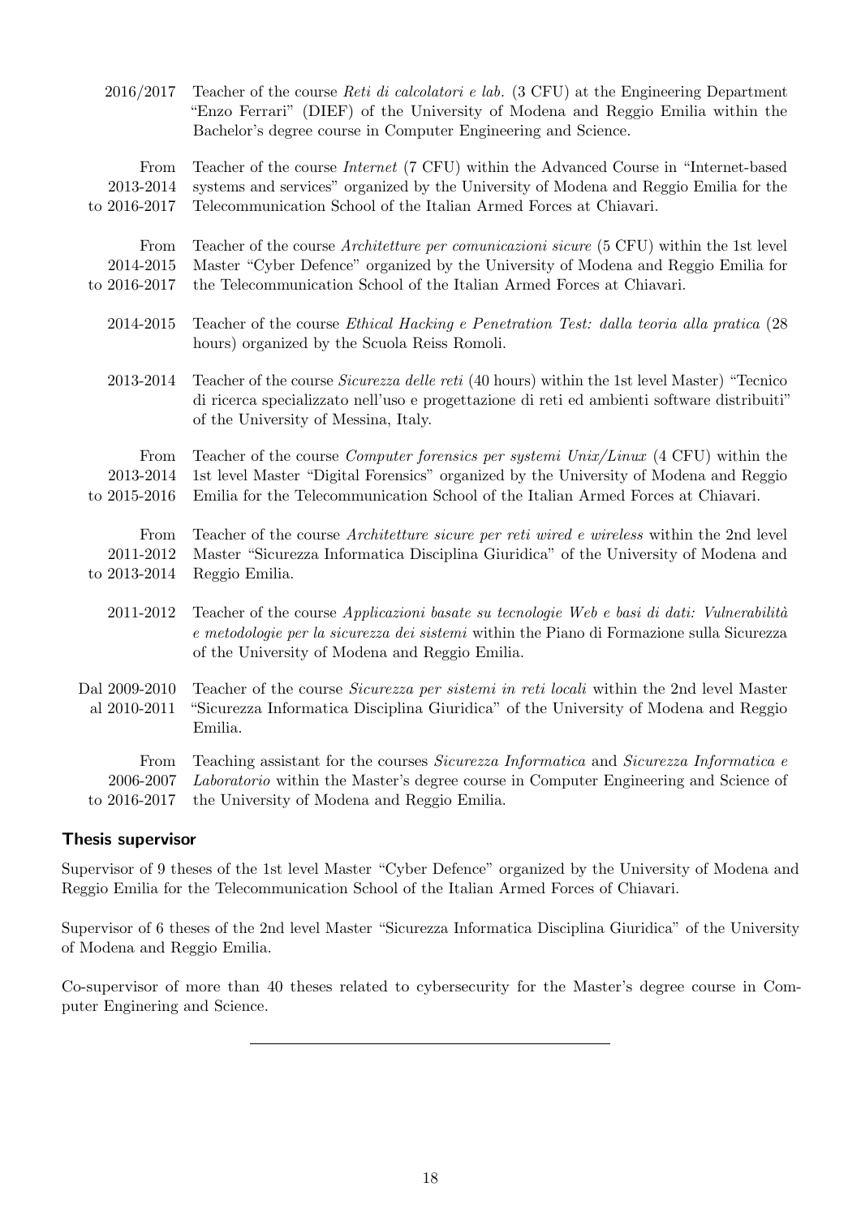2016/2017 — Teacher of the course *Reti di calcolatori e lab.* (3 CFU) at the Engineering Department "Enzo Ferrari" (DIEF) of the University of Modena and Reggio Emilia within the Bachelor's degree course in Computer Engineering and Science.

From 2013-2014 to 2016-2017 — Teacher of the course *Internet* (7 CFU) within the Advanced Course in "Internet-based systems and services" organized by the University of Modena and Reggio Emilia for the Telecommunication School of the Italian Armed Forces at Chiavari.

From 2014-2015 to 2016-2017 — Teacher of the course *Architetture per comunicazioni sicure* (5 CFU) within the 1st level Master "Cyber Defence" organized by the University of Modena and Reggio Emilia for the Telecommunication School of the Italian Armed Forces at Chiavari.

2014-2015 — Teacher of the course *Ethical Hacking e Penetration Test: dalla teoria alla pratica* (28 hours) organized by the Scuola Reiss Romoli.

2013-2014 — Teacher of the course *Sicurezza delle reti* (40 hours) within the 1st level Master) "Tecnico di ricerca specializzato nell'uso e progettazione di reti ed ambienti software distribuiti" of the University of Messina, Italy.

From 2013-2014 to 2015-2016 — Teacher of the course *Computer forensics per systemi Unix/Linux* (4 CFU) within the 1st level Master "Digital Forensics" organized by the University of Modena and Reggio Emilia for the Telecommunication School of the Italian Armed Forces at Chiavari.

From 2011-2012 to 2013-2014 — Teacher of the course *Architetture sicure per reti wired e wireless* within the 2nd level Master "Sicurezza Informatica Disciplina Giuridica" of the University of Modena and Reggio Emilia.

2011-2012 — Teacher of the course *Applicazioni basate su tecnologie Web e basi di dati: Vulnerabilità e metodologie per la sicurezza dei sistemi* within the Piano di Formazione sulla Sicurezza of the University of Modena and Reggio Emilia.

Dal 2009-2010 al 2010-2011 — Teacher of the course *Sicurezza per sistemi in reti locali* within the 2nd level Master "Sicurezza Informatica Disciplina Giuridica" of the University of Modena and Reggio Emilia.

From 2006-2007 to 2016-2017 — Teaching assistant for the courses *Sicurezza Informatica* and *Sicurezza Informatica e Laboratorio* within the Master's degree course in Computer Engineering and Science of the University of Modena and Reggio Emilia.

### Thesis supervisor

Supervisor of 9 theses of the 1st level Master "Cyber Defence" organized by the University of Modena and Reggio Emilia for the Telecommunication School of the Italian Armed Forces of Chiavari.

Supervisor of 6 theses of the 2nd level Master "Sicurezza Informatica Disciplina Giuridica" of the University of Modena and Reggio Emilia.

Co-supervisor of more than 40 theses related to cybersecurity for the Master's degree course in Computer Enginering and Science.

---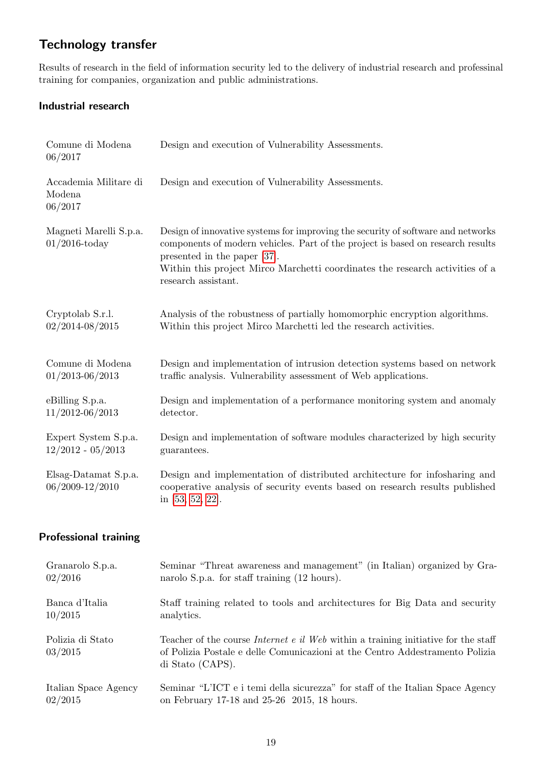## Technology transfer

Results of research in the field of information security led to the delivery of industrial research and professinal training for companies, organization and public administrations.

### Industrial research

| | |
|---|---|
| Comune di Modena<br>06/2017 | Design and execution of Vulnerability Assessments. |
| Accademia Militare di Modena<br>06/2017 | Design and execution of Vulnerability Assessments. |
| Magneti Marelli S.p.a.<br>01/2016-today | Design of innovative systems for improving the security of software and networks components of modern vehicles. Part of the project is based on research results presented in the paper [37].<br>Within this project Mirco Marchetti coordinates the research activities of a research assistant. |
| Cryptolab S.r.l.<br>02/2014-08/2015 | Analysis of the robustness of partially homomorphic encryption algorithms. Within this project Mirco Marchetti led the research activities. |
| Comune di Modena<br>01/2013-06/2013 | Design and implementation of intrusion detection systems based on network traffic analysis. Vulnerability assessment of Web applications. |
| eBilling S.p.a.<br>11/2012-06/2013 | Design and implementation of a performance monitoring system and anomaly detector. |
| Expert System S.p.a.<br>12/2012 - 05/2013 | Design and implementation of software modules characterized by high security guarantees. |
| Elsag-Datamat S.p.a.<br>06/2009-12/2010 | Design and implementation of distributed architecture for infosharing and cooperative analysis of security events based on research results published in [53, 52, 22]. |

### Professional training

| | |
|---|---|
| Granarolo S.p.a.<br>02/2016 | Seminar "Threat awareness and management" (in Italian) organized by Granarolo S.p.a. for staff training (12 hours). |
| Banca d'Italia<br>10/2015 | Staff training related to tools and architectures for Big Data and security analytics. |
| Polizia di Stato<br>03/2015 | Teacher of the course *Internet e il Web* within a training initiative for the staff of Polizia Postale e delle Comunicazioni at the Centro Addestramento Polizia di Stato (CAPS). |
| Italian Space Agency<br>02/2015 | Seminar "L'ICT e i temi della sicurezza" for staff of the Italian Space Agency on February 17-18 and 25-26 2015, 18 hours. |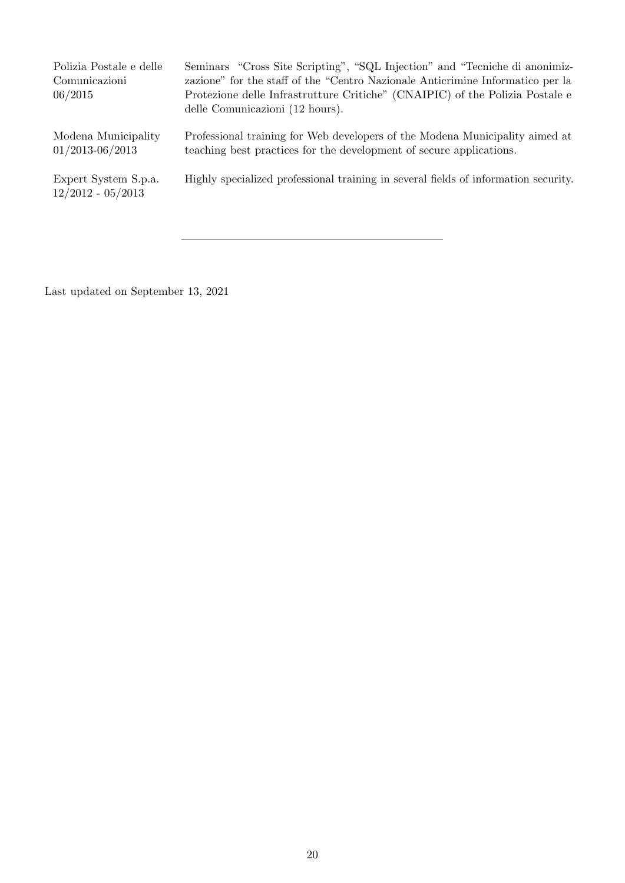| | |
|---|---|
| Polizia Postale e delle Comunicazioni<br>06/2015 | Seminars "Cross Site Scripting", "SQL Injection" and "Tecniche di anonimizzazione" for the staff of the "Centro Nazionale Anticrimine Informatico per la Protezione delle Infrastrutture Critiche" (CNAIPIC) of the Polizia Postale e delle Comunicazioni (12 hours). |
| Modena Municipality<br>01/2013-06/2013 | Professional training for Web developers of the Modena Municipality aimed at teaching best practices for the development of secure applications. |
| Expert System S.p.a.<br>12/2012 - 05/2013 | Highly specialized professional training in several fields of information security. |

---

Last updated on September 13, 2021